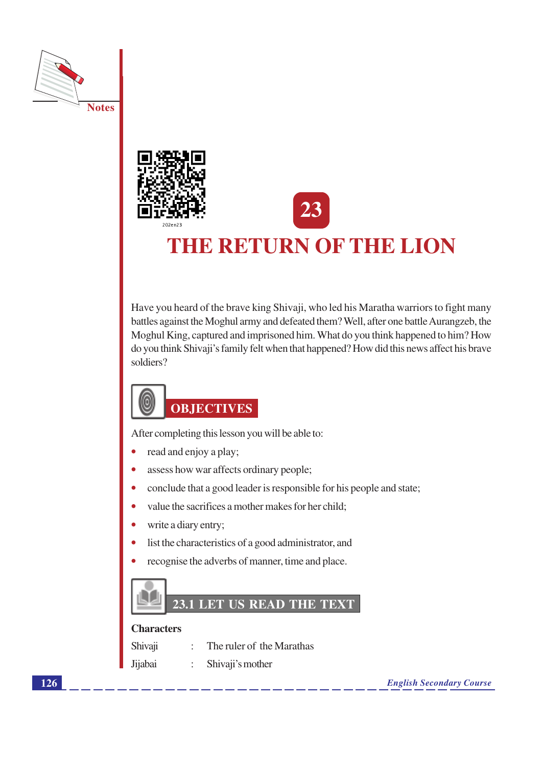# 23

# THE RETURN OF THE LION

Have you heard of the brave king Shivaji, who led his Maratha warriors to fight many battles against the Moghul army and defeated them? Well, after one battle Aurangzeb, the Moghul King, captured and imprisoned him. What do you think happened to him? How do you think Shivaji's family felt when that happened? How did this news affect his brave soldiers?

## OBJECTIVES

After completing this lesson you will be able to:

- read and enjoy a play;
- assess how war affects ordinary people;
- conclude that a good leader is responsible for his people and state;
- value the sacrifices a mother makes for her child;
- write a diary entry;
- list the characteristics of a good administrator, and
- recognise the adverbs of manner, time and place.

## 23.1 LET US READ THE TEXT

**Characters**

Shivaji : The ruler of the Marathas

Jijabai : Shivaji's mother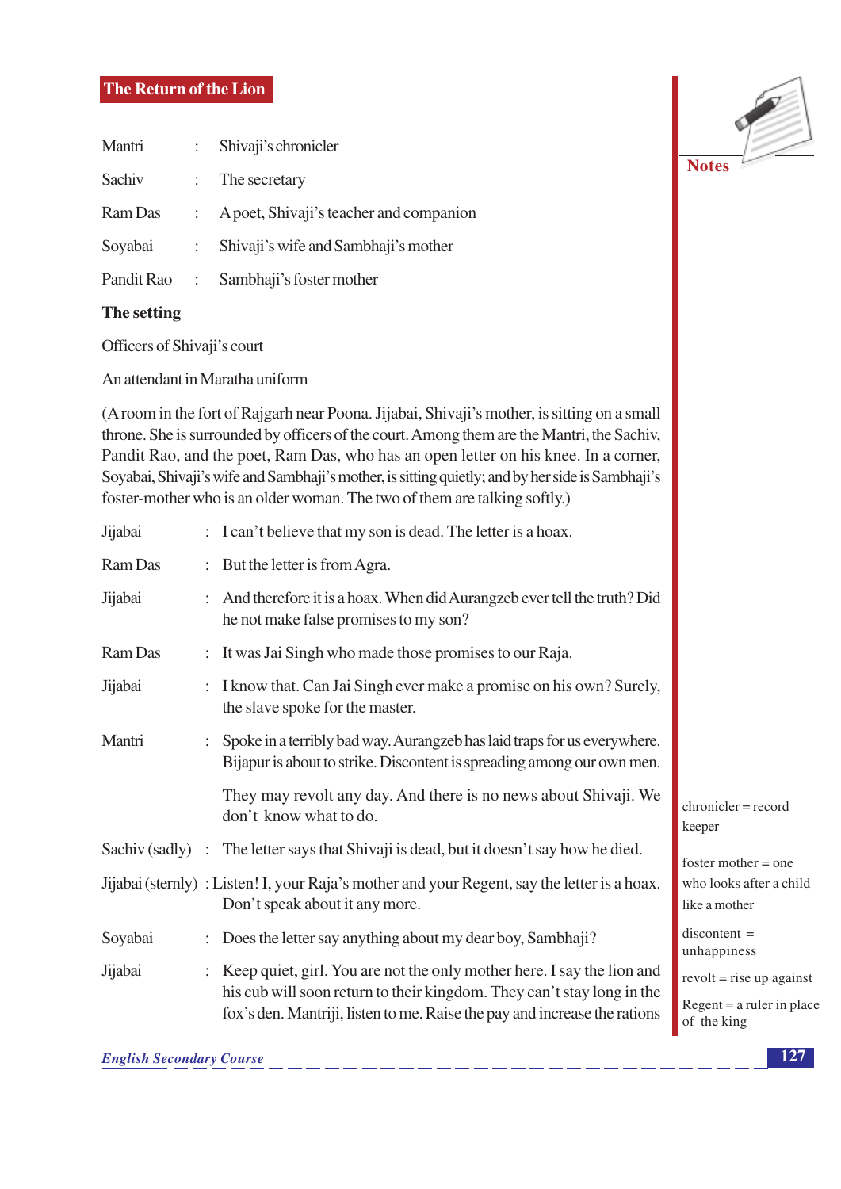Mantri : Shivaji's chronicler

Sachiv : The secretary

Ram Das : A poet, Shivaji's teacher and companion

Soyabai : Shivaji's wife and Sambhaji's mother

Pandit Rao : Sambhaji's foster mother

**The setting**

Officers of Shivaji's court

An attendant in Maratha uniform

(A room in the fort of Rajgarh near Poona. Jijabai, Shivaji's mother, is sitting on a small throne. She is surrounded by officers of the court. Among them are the Mantri, the Sachiv, Pandit Rao, and the poet, Ram Das, who has an open letter on his knee. In a corner, Soyabai, Shivaji's wife and Sambhaji's mother, is sitting quietly; and by her side is Sambhaji's foster-mother who is an older woman. The two of them are talking softly.)

Jijabai : I can't believe that my son is dead. The letter is a hoax.

Ram Das : But the letter is from Agra.

Jijabai : And therefore it is a hoax. When did Aurangzeb ever tell the truth? Did he not make false promises to my son?

Ram Das : It was Jai Singh who made those promises to our Raja.

Jijabai : I know that. Can Jai Singh ever make a promise on his own? Surely, the slave spoke for the master.

Mantri : Spoke in a terribly bad way. Aurangzeb has laid traps for us everywhere. Bijapur is about to strike. Discontent is spreading among our own men.

They may revolt any day. And there is no news about Shivaji. We don't know what to do.

Sachiv (sadly) : The letter says that Shivaji is dead, but it doesn't say how he died.

Jijabai (sternly) : Listen! I, your Raja's mother and your Regent, say the letter is a hoax. Don't speak about it any more.

Soyabai : Does the letter say anything about my dear boy, Sambhaji?

Jijabai : Keep quiet, girl. You are not the only mother here. I say the lion and his cub will soon return to their kingdom. They can't stay long in the fox's den. Mantriji, listen to me. Raise the pay and increase the rations

**Notes**

chronicler = record keeper

foster mother = one who looks after a child like a mother

discontent = unhappiness

revolt = rise up against

Regent = a ruler in place of the king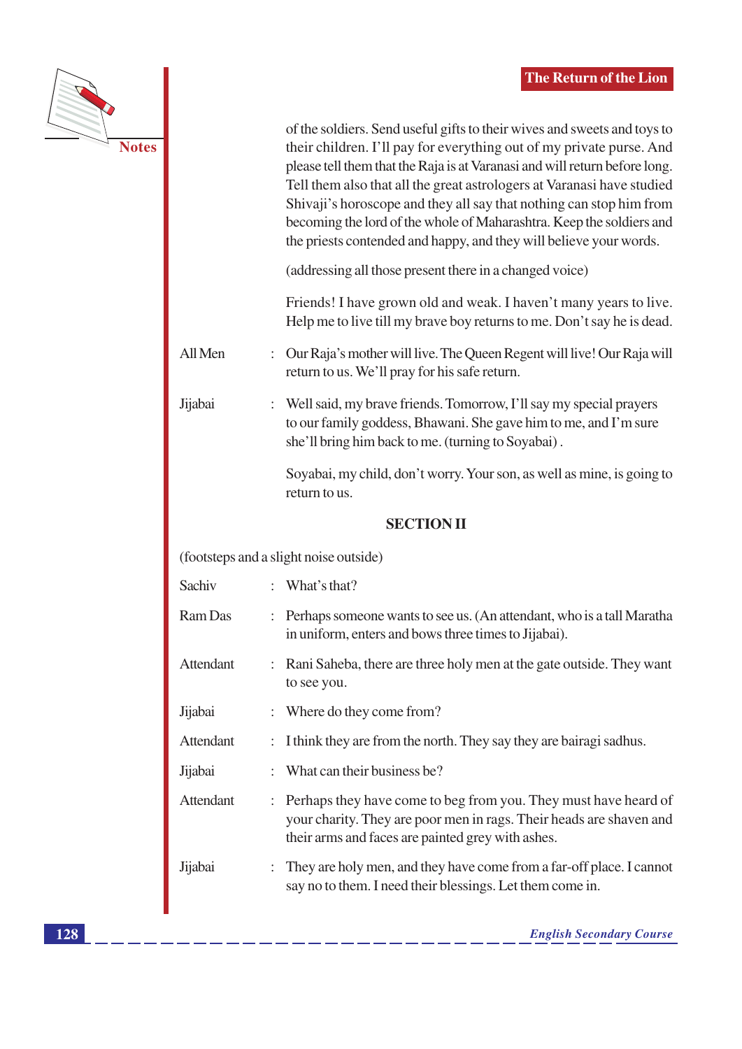of the soldiers. Send useful gifts to their wives and sweets and toys to their children. I'll pay for everything out of my private purse. And please tell them that the Raja is at Varanasi and will return before long. Tell them also that all the great astrologers at Varanasi have studied Shivaji's horoscope and they all say that nothing can stop him from becoming the lord of the whole of Maharashtra. Keep the soldiers and the priests contended and happy, and they will believe your words.

(addressing all those present there in a changed voice)

Friends! I have grown old and weak. I haven't many years to live. Help me to live till my brave boy returns to me. Don't say he is dead.

All Men : Our Raja's mother will live. The Queen Regent will live! Our Raja will return to us. We'll pray for his safe return.

Jijabai : Well said, my brave friends. Tomorrow, I'll say my special prayers to our family goddess, Bhawani. She gave him to me, and I'm sure she'll bring him back to me. (turning to Soyabai) .

Soyabai, my child, don't worry. Your son, as well as mine, is going to return to us.

## SECTION II

(footsteps and a slight noise outside)

Sachiv : What's that?

Ram Das : Perhaps someone wants to see us. (An attendant, who is a tall Maratha in uniform, enters and bows three times to Jijabai).

Attendant : Rani Saheba, there are three holy men at the gate outside. They want to see you.

Jijabai : Where do they come from?

Attendant : I think they are from the north. They say they are bairagi sadhus.

Jijabai : What can their business be?

Attendant : Perhaps they have come to beg from you. They must have heard of your charity. They are poor men in rags. Their heads are shaven and their arms and faces are painted grey with ashes.

Jijabai : They are holy men, and they have come from a far-off place. I cannot say no to them. I need their blessings. Let them come in.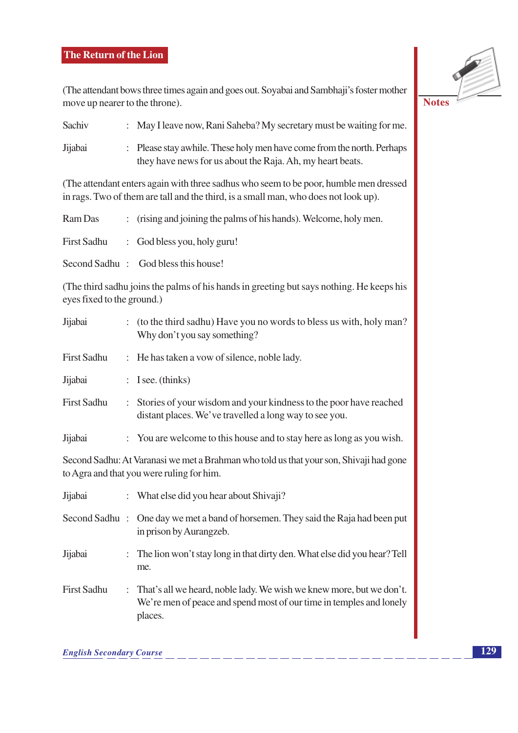(The attendant bows three times again and goes out. Soyabai and Sambhaji's foster mother move up nearer to the throne).

Sachiv : May I leave now, Rani Saheba? My secretary must be waiting for me.

Jijabai : Please stay awhile. These holy men have come from the north. Perhaps they have news for us about the Raja. Ah, my heart beats.

(The attendant enters again with three sadhus who seem to be poor, humble men dressed in rags. Two of them are tall and the third, is a small man, who does not look up).

Ram Das : (rising and joining the palms of his hands). Welcome, holy men.

First Sadhu : God bless you, holy guru!

Second Sadhu : God bless this house!

(The third sadhu joins the palms of his hands in greeting but says nothing. He keeps his eyes fixed to the ground.)

Jijabai : (to the third sadhu) Have you no words to bless us with, holy man? Why don't you say something?

First Sadhu : He has taken a vow of silence, noble lady.

Jijabai : I see. (thinks)

First Sadhu : Stories of your wisdom and your kindness to the poor have reached distant places. We've travelled a long way to see you.

Jijabai : You are welcome to this house and to stay here as long as you wish.

Second Sadhu: At Varanasi we met a Brahman who told us that your son, Shivaji had gone to Agra and that you were ruling for him.

Jijabai : What else did you hear about Shivaji?

Second Sadhu : One day we met a band of horsemen. They said the Raja had been put in prison by Aurangzeb.

Jijabai : The lion won't stay long in that dirty den. What else did you hear? Tell me.

First Sadhu : That's all we heard, noble lady. We wish we knew more, but we don't. We're men of peace and spend most of our time in temples and lonely places.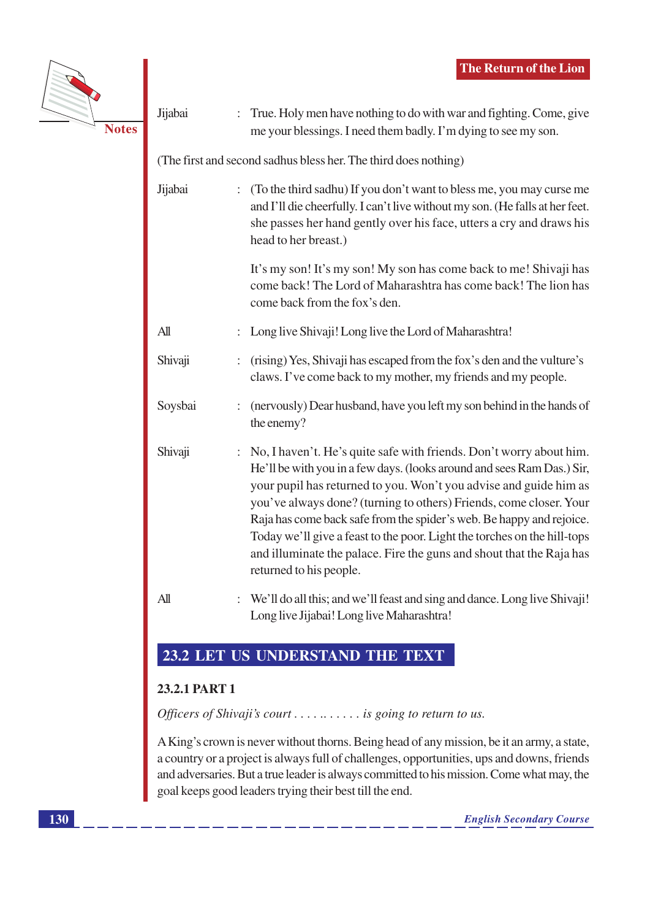Jijabai : True. Holy men have nothing to do with war and fighting. Come, give me your blessings. I need them badly. I'm dying to see my son.

(The first and second sadhus bless her. The third does nothing)

Jijabai : (To the third sadhu) If you don't want to bless me, you may curse me and I'll die cheerfully. I can't live without my son. (He falls at her feet. she passes her hand gently over his face, utters a cry and draws his head to her breast.)

It's my son! It's my son! My son has come back to me! Shivaji has come back! The Lord of Maharashtra has come back! The lion has come back from the fox's den.

All : Long live Shivaji! Long live the Lord of Maharashtra!

Shivaji : (rising) Yes, Shivaji has escaped from the fox's den and the vulture's claws. I've come back to my mother, my friends and my people.

Soysbai : (nervously) Dear husband, have you left my son behind in the hands of the enemy?

Shivaji : No, I haven't. He's quite safe with friends. Don't worry about him. He'll be with you in a few days. (looks around and sees Ram Das.) Sir, your pupil has returned to you. Won't you advise and guide him as you've always done? (turning to others) Friends, come closer. Your Raja has come back safe from the spider's web. Be happy and rejoice. Today we'll give a feast to the poor. Light the torches on the hill-tops and illuminate the palace. Fire the guns and shout that the Raja has returned to his people.

All : We'll do all this; and we'll feast and sing and dance. Long live Shivaji! Long live Jijabai! Long live Maharashtra!

## 23.2 LET US UNDERSTAND THE TEXT

### 23.2.1 PART 1

*Officers of Shivaji's court . . . . .. . . . . . is going to return to us.*

A King's crown is never without thorns. Being head of any mission, be it an army, a state, a country or a project is always full of challenges, opportunities, ups and downs, friends and adversaries. But a true leader is always committed to his mission. Come what may, the goal keeps good leaders trying their best till the end.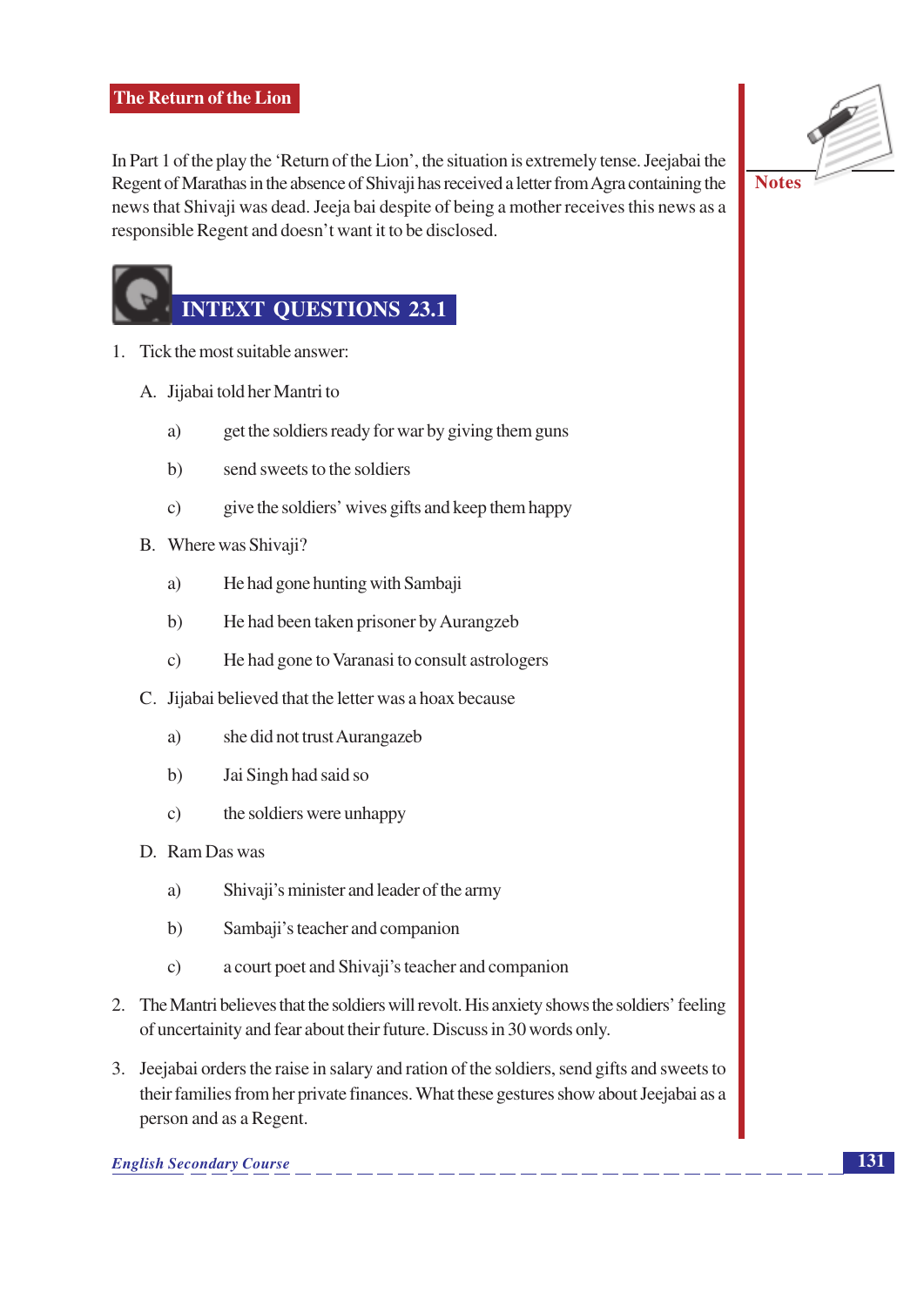## The Return of the Lion

In Part 1 of the play the 'Return of the Lion', the situation is extremely tense. Jeejabai the Regent of Marathas in the absence of Shivaji has received a letter from Agra containing the news that Shivaji was dead. Jeeja bai despite of being a mother receives this news as a responsible Regent and doesn't want it to be disclosed.

## INTEXT QUESTIONS 23.1

1. Tick the most suitable answer:

   A. Jijabai told her Mantri to

   a) get the soldiers ready for war by giving them guns

   b) send sweets to the soldiers

   c) give the soldiers' wives gifts and keep them happy

   B. Where was Shivaji?

   a) He had gone hunting with Sambaji

   b) He had been taken prisoner by Aurangzeb

   c) He had gone to Varanasi to consult astrologers

   C. Jijabai believed that the letter was a hoax because

   a) she did not trust Aurangazeb

   b) Jai Singh had said so

   c) the soldiers were unhappy

   D. Ram Das was

   a) Shivaji's minister and leader of the army

   b) Sambaji's teacher and companion

   c) a court poet and Shivaji's teacher and companion

2. The Mantri believes that the soldiers will revolt. His anxiety shows the soldiers' feeling of uncertainity and fear about their future. Discuss in 30 words only.

3. Jeejabai orders the raise in salary and ration of the soldiers, send gifts and sweets to their families from her private finances. What these gestures show about Jeejabai as a person and as a Regent.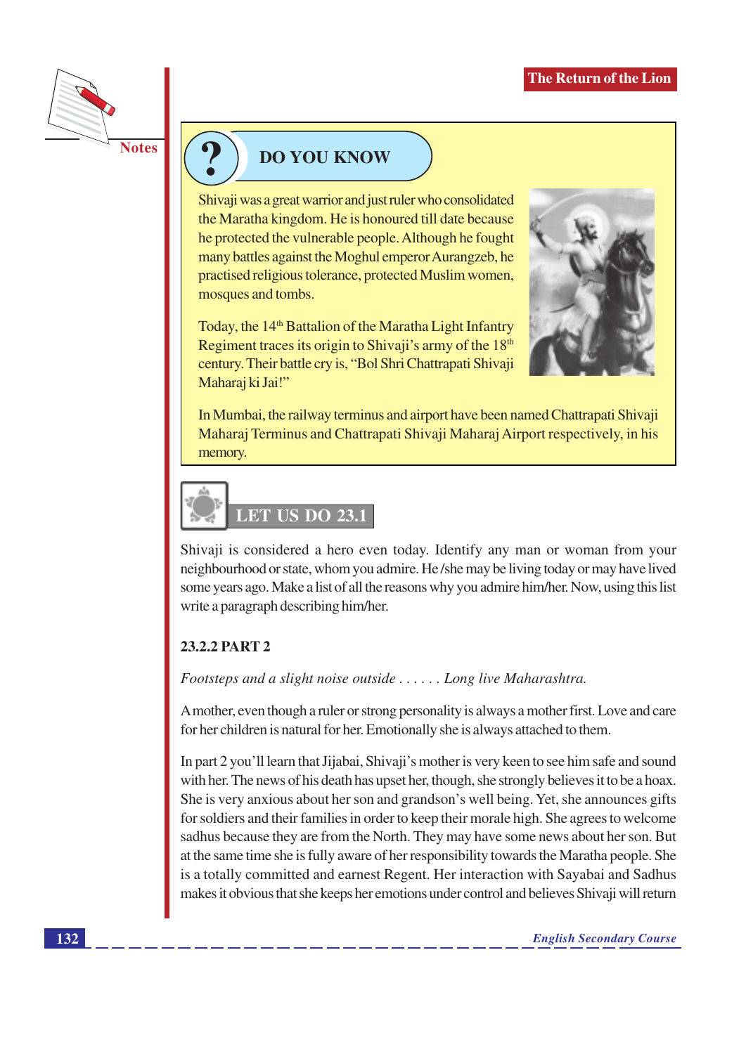## DO YOU KNOW

Shivaji was a great warrior and just ruler who consolidated the Maratha kingdom. He is honoured till date because he protected the vulnerable people. Although he fought many battles against the Moghul emperor Aurangzeb, he practised religious tolerance, protected Muslim women, mosques and tombs.

Today, the $14^{th}$ Battalion of the Maratha Light Infantry Regiment traces its origin to Shivaji's army of the $18^{th}$ century. Their battle cry is, "Bol Shri Chattrapati Shivaji Maharaj ki Jai!"

In Mumbai, the railway terminus and airport have been named Chattrapati Shivaji Maharaj Terminus and Chattrapati Shivaji Maharaj Airport respectively, in his memory.

## LET US DO 23.1

Shivaji is considered a hero even today. Identify any man or woman from your neighbourhood or state, whom you admire. He /she may be living today or may have lived some years ago. Make a list of all the reasons why you admire him/her. Now, using this list write a paragraph describing him/her.

### 23.2.2 PART 2

*Footsteps and a slight noise outside . . . . . . Long live Maharashtra.*

A mother, even though a ruler or strong personality is always a mother first. Love and care for her children is natural for her. Emotionally she is always attached to them.

In part 2 you'll learn that Jijabai, Shivaji's mother is very keen to see him safe and sound with her. The news of his death has upset her, though, she strongly believes it to be a hoax. She is very anxious about her son and grandson's well being. Yet, she announces gifts for soldiers and their families in order to keep their morale high. She agrees to welcome sadhus because they are from the North. They may have some news about her son. But at the same time she is fully aware of her responsibility towards the Maratha people. She is a totally committed and earnest Regent. Her interaction with Sayabai and Sadhus makes it obvious that she keeps her emotions under control and believes Shivaji will return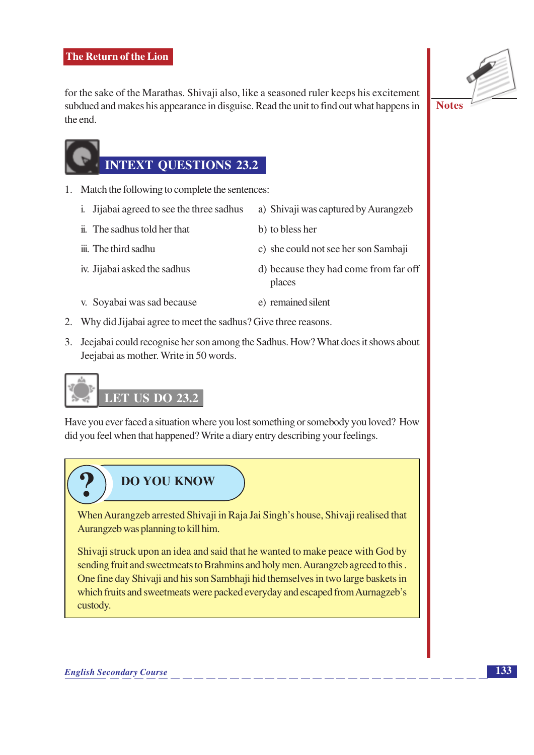for the sake of the Marathas. Shivaji also, like a seasoned ruler keeps his excitement subdued and makes his appearance in disguise. Read the unit to find out what happens in the end.

## INTEXT QUESTIONS 23.2

1. Match the following to complete the sentences:

| | |
|---|---|
| i. Jijabai agreed to see the three sadhus | a) Shivaji was captured by Aurangzeb |
| ii. The sadhus told her that | b) to bless her |
| iii. The third sadhu | c) she could not see her son Sambaji |
| iv. Jijabai asked the sadhus | d) because they had come from far off places |
| v. Soyabai was sad because | e) remained silent |

2. Why did Jijabai agree to meet the sadhus? Give three reasons.

3. Jeejabai could recognise her son among the Sadhus. How? What does it shows about Jeejabai as mother. Write in 50 words.

## LET US DO 23.2

Have you ever faced a situation where you lost something or somebody you loved? How did you feel when that happened? Write a diary entry describing your feelings.

## DO YOU KNOW

When Aurangzeb arrested Shivaji in Raja Jai Singh's house, Shivaji realised that Aurangzeb was planning to kill him.

Shivaji struck upon an idea and said that he wanted to make peace with God by sending fruit and sweetmeats to Brahmins and holy men. Aurangzeb agreed to this . One fine day Shivaji and his son Sambhaji hid themselves in two large baskets in which fruits and sweetmeats were packed everyday and escaped from Aurnagzeb's custody.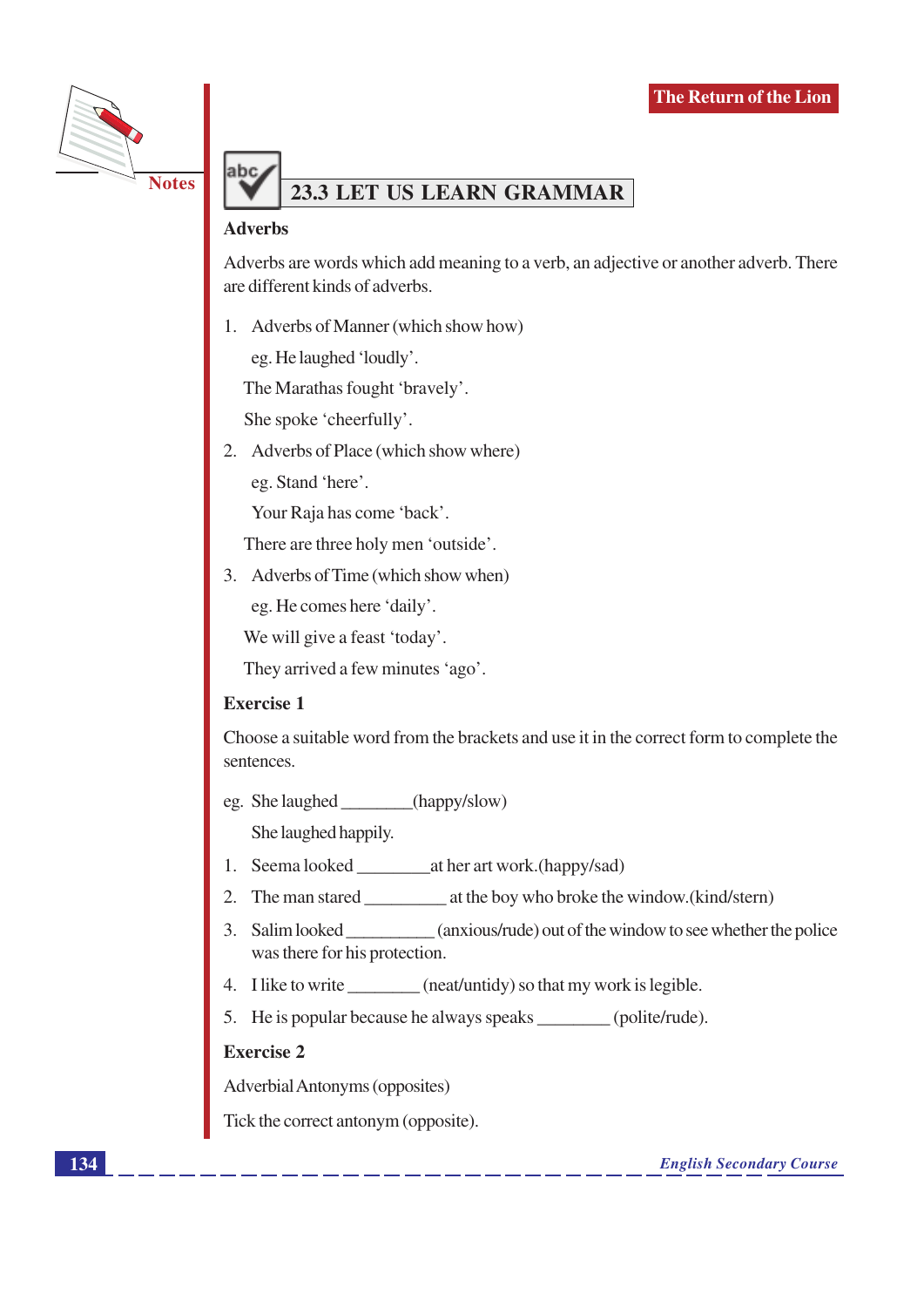## 23.3 LET US LEARN GRAMMAR

**Adverbs**

Adverbs are words which add meaning to a verb, an adjective or another adverb. There are different kinds of adverbs.

1. Adverbs of Manner (which show how)

   eg. He laughed 'loudly'.

   The Marathas fought 'bravely'.

   She spoke 'cheerfully'.

2. Adverbs of Place (which show where)

   eg. Stand 'here'.

   Your Raja has come 'back'.

   There are three holy men 'outside'.

3. Adverbs of Time (which show when)

   eg. He comes here 'daily'.

   We will give a feast 'today'.

   They arrived a few minutes 'ago'.

**Exercise 1**

Choose a suitable word from the brackets and use it in the correct form to complete the sentences.

eg. She laughed ________(happy/slow)

She laughed happily.

1. Seema looked ________at her art work.(happy/sad)
2. The man stared _________ at the boy who broke the window.(kind/stern)
3. Salim looked __________ (anxious/rude) out of the window to see whether the police was there for his protection.
4. I like to write ________ (neat/untidy) so that my work is legible.
5. He is popular because he always speaks ________ (polite/rude).

**Exercise 2**

Adverbial Antonyms (opposites)

Tick the correct antonym (opposite).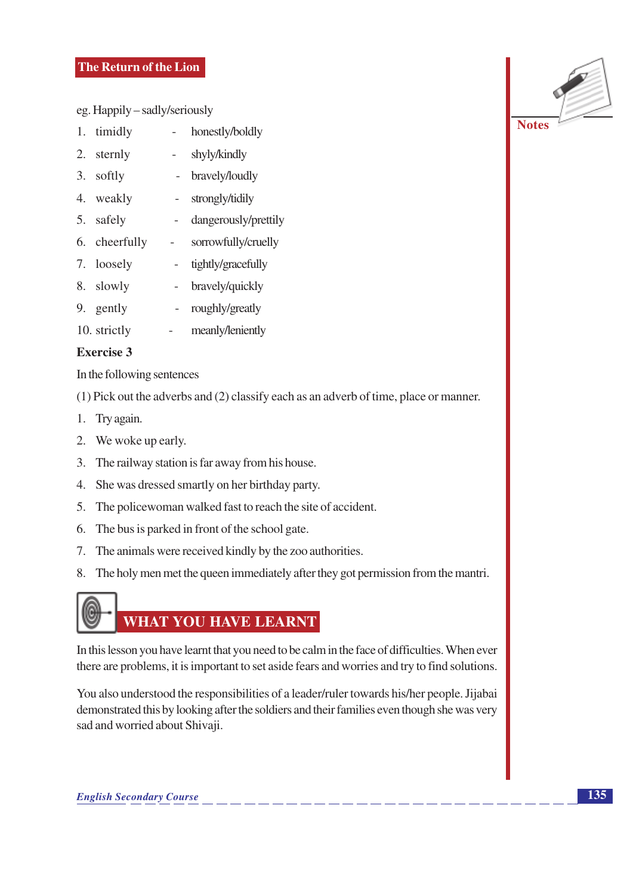eg. Happily – sadly/seriously

1. timidly - honestly/boldly
2. sternly - shyly/kindly
3. softly - bravely/loudly
4. weakly - strongly/tidily
5. safely - dangerously/prettily
6. cheerfully - sorrowfully/cruelly
7. loosely - tightly/gracefully
8. slowly - bravely/quickly
9. gently - roughly/greatly
10. strictly - meanly/leniently

**Exercise 3**

In the following sentences

(1) Pick out the adverbs and (2) classify each as an adverb of time, place or manner.

1. Try again.
2. We woke up early.
3. The railway station is far away from his house.
4. She was dressed smartly on her birthday party.
5. The policewoman walked fast to reach the site of accident.
6. The bus is parked in front of the school gate.
7. The animals were received kindly by the zoo authorities.
8. The holy men met the queen immediately after they got permission from the mantri.

## WHAT YOU HAVE LEARNT

In this lesson you have learnt that you need to be calm in the face of difficulties. When ever there are problems, it is important to set aside fears and worries and try to find solutions.

You also understood the responsibilities of a leader/ruler towards his/her people. Jijabai demonstrated this by looking after the soldiers and their families even though she was very sad and worried about Shivaji.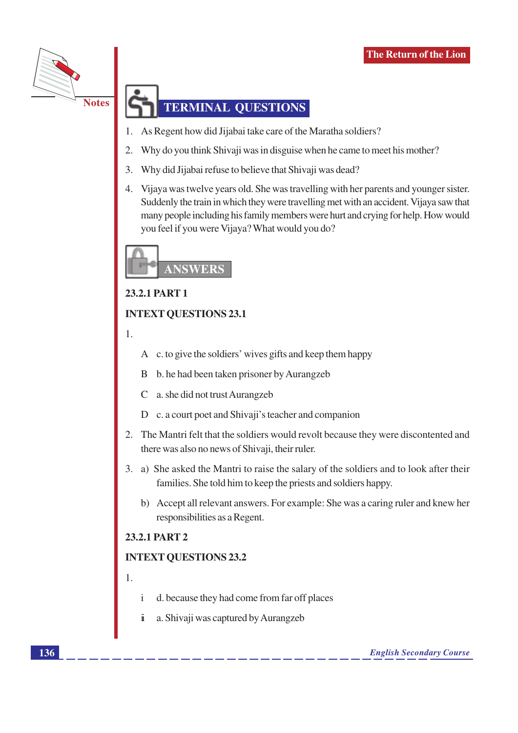## TERMINAL QUESTIONS

1. As Regent how did Jijabai take care of the Maratha soldiers?
2. Why do you think Shivaji was in disguise when he came to meet his mother?
3. Why did Jijabai refuse to believe that Shivaji was dead?
4. Vijaya was twelve years old. She was travelling with her parents and younger sister. Suddenly the train in which they were travelling met with an accident. Vijaya saw that many people including his family members were hurt and crying for help. How would you feel if you were Vijaya? What would you do?

## ANSWERS

**23.2.1 PART 1**

**INTEXT QUESTIONS 23.1**

1.

   A c. to give the soldiers' wives gifts and keep them happy

   B b. he had been taken prisoner by Aurangzeb

   C a. she did not trust Aurangzeb

   D c. a court poet and Shivaji's teacher and companion

2. The Mantri felt that the soldiers would revolt because they were discontented and there was also no news of Shivaji, their ruler.

3. a) She asked the Mantri to raise the salary of the soldiers and to look after their families. She told him to keep the priests and soldiers happy.

   b) Accept all relevant answers. For example: She was a caring ruler and knew her responsibilities as a Regent.

**23.2.1 PART 2**

**INTEXT QUESTIONS 23.2**

1.

   i d. because they had come from far off places

   ii a. Shivaji was captured by Aurangzeb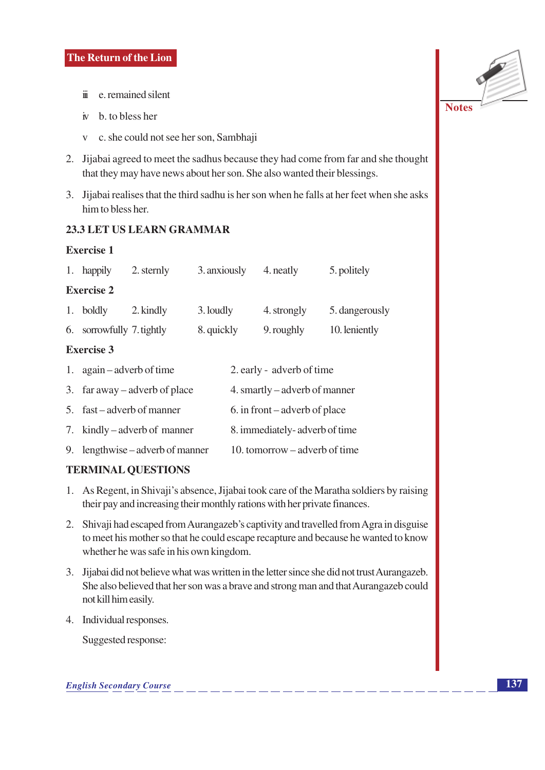iii e. remained silent

iv b. to bless her

v c. she could not see her son, Sambhaji

2. Jijabai agreed to meet the sadhus because they had come from far and she thought that they may have news about her son. She also wanted their blessings.

3. Jijabai realises that the third sadhu is her son when he falls at her feet when she asks him to bless her.

### 23.3 LET US LEARN GRAMMAR

**Exercise 1**

1. happily 2. sternly 3. anxiously 4. neatly 5. politely

**Exercise 2**

1. boldly 2. kindly 3. loudly 4. strongly 5. dangerously
6. sorrowfully 7. tightly 8. quickly 9. roughly 10. leniently

**Exercise 3**

1. again – adverb of time
2. early - adverb of time
3. far away – adverb of place
4. smartly – adverb of manner
5. fast – adverb of manner
6. in front – adverb of place
7. kindly – adverb of manner
8. immediately- adverb of time
9. lengthwise – adverb of manner
10. tomorrow – adverb of time

### TERMINAL QUESTIONS

1. As Regent, in Shivaji's absence, Jijabai took care of the Maratha soldiers by raising their pay and increasing their monthly rations with her private finances.

2. Shivaji had escaped from Aurangazeb's captivity and travelled from Agra in disguise to meet his mother so that he could escape recapture and because he wanted to know whether he was safe in his own kingdom.

3. Jijabai did not believe what was written in the letter since she did not trust Aurangazeb. She also believed that her son was a brave and strong man and that Aurangazeb could not kill him easily.

4. Individual responses.

   Suggested response: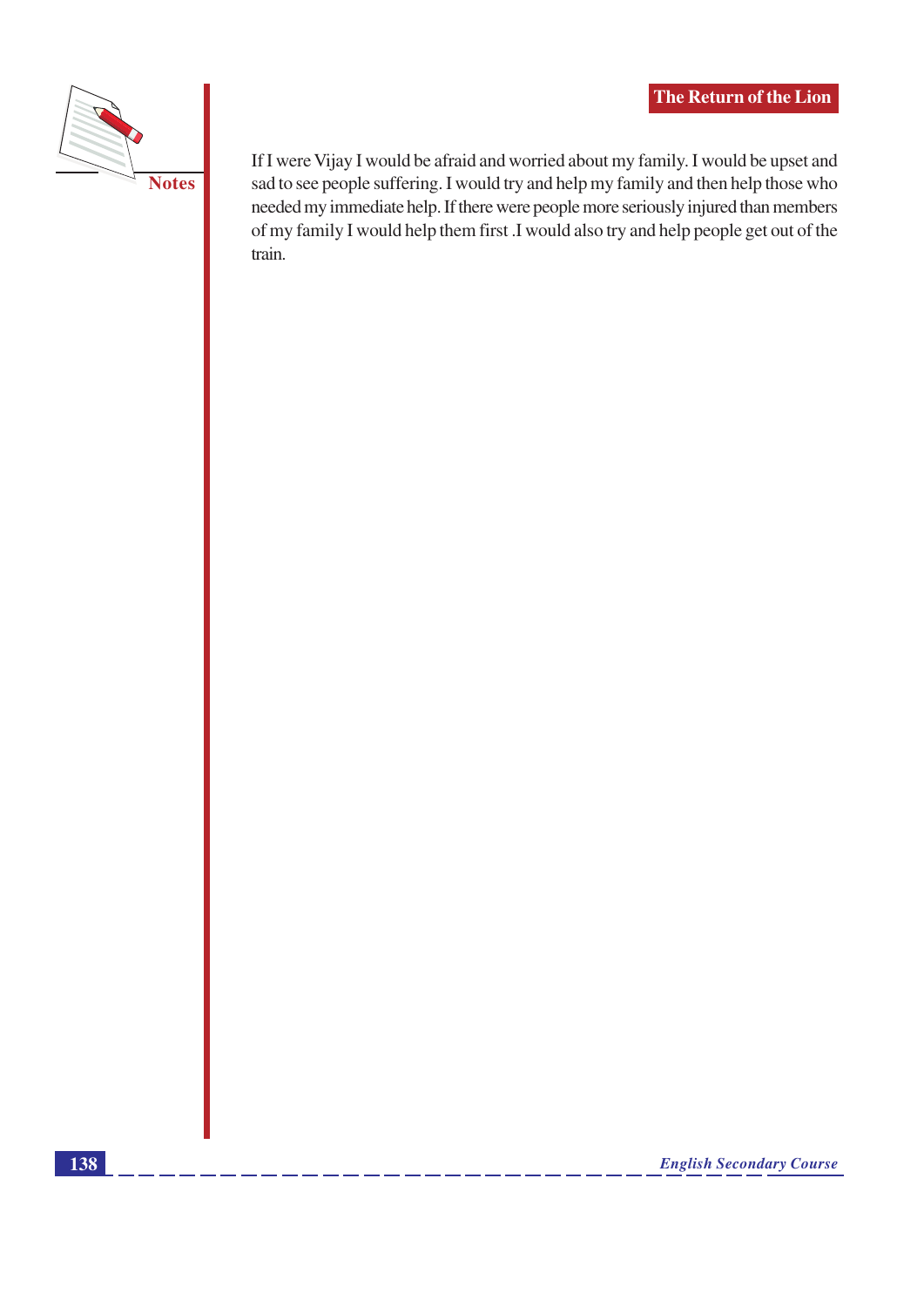If I were Vijay I would be afraid and worried about my family. I would be upset and sad to see people suffering. I would try and help my family and then help those who needed my immediate help. If there were people more seriously injured than members of my family I would help them first .I would also try and help people get out of the train.